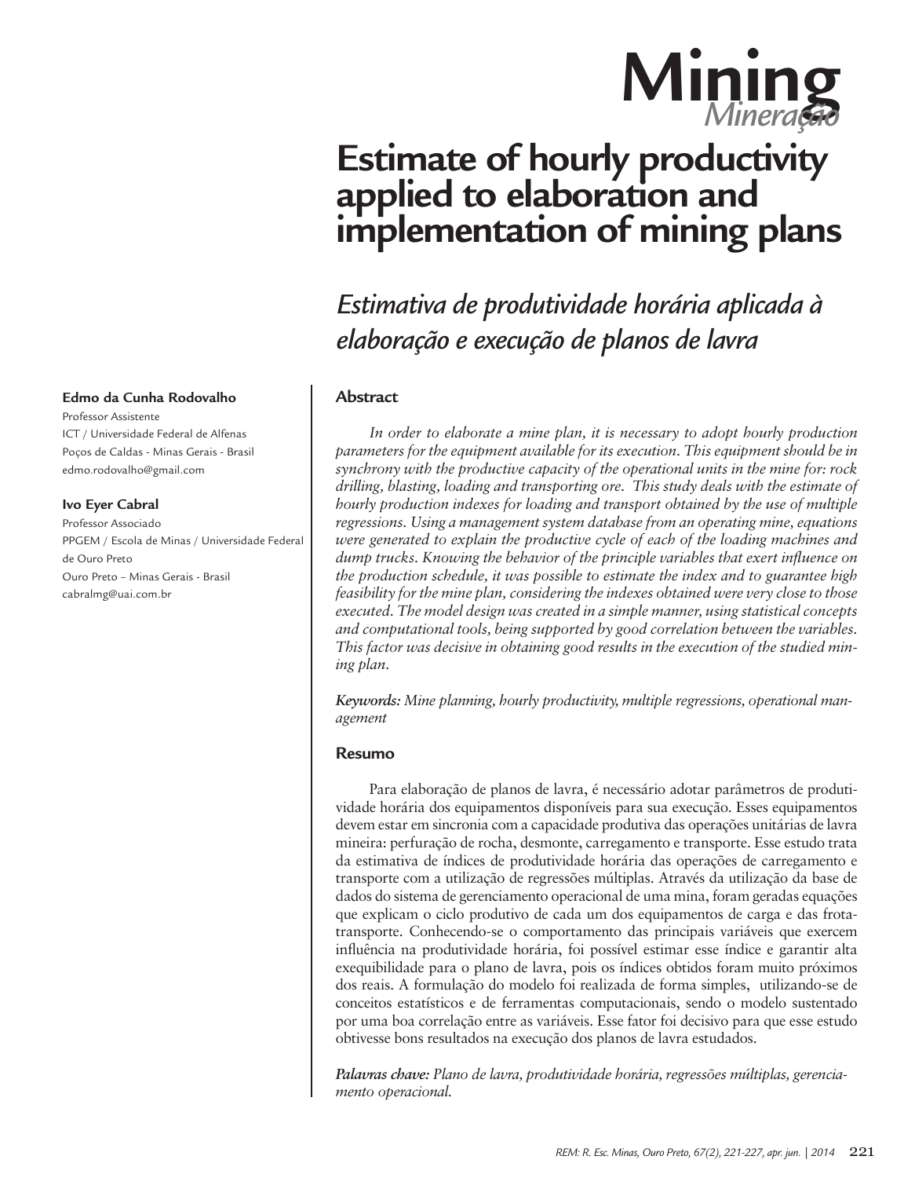# Mining
*Mineração*

# Estimate of hourly productivity applied to elaboration and implementation of mining plans

## *Estimativa de produtividade horária aplicada à elaboração e execução de planos de lavra*

**Edmo da Cunha Rodovalho**
Professor Assistente
ICT / Universidade Federal de Alfenas
Poços de Caldas - Minas Gerais - Brasil
edmo.rodovalho@gmail.com

**Ivo Eyer Cabral**
Professor Associado
PPGEM / Escola de Minas / Universidade Federal de Ouro Preto
Ouro Preto – Minas Gerais - Brasil
cabralmg@uai.com.br

### Abstract

*In order to elaborate a mine plan, it is necessary to adopt hourly production parameters for the equipment available for its execution. This equipment should be in synchrony with the productive capacity of the operational units in the mine for: rock drilling, blasting, loading and transporting ore. This study deals with the estimate of hourly production indexes for loading and transport obtained by the use of multiple regressions. Using a management system database from an operating mine, equations were generated to explain the productive cycle of each of the loading machines and dump trucks. Knowing the behavior of the principle variables that exert influence on the production schedule, it was possible to estimate the index and to guarantee high feasibility for the mine plan, considering the indexes obtained were very close to those executed. The model design was created in a simple manner, using statistical concepts and computational tools, being supported by good correlation between the variables. This factor was decisive in obtaining good results in the execution of the studied mining plan.*

***Keywords:*** *Mine planning, hourly productivity, multiple regressions, operational management*

### Resumo

Para elaboração de planos de lavra, é necessário adotar parâmetros de produtividade horária dos equipamentos disponíveis para sua execução. Esses equipamentos devem estar em sincronia com a capacidade produtiva das operações unitárias de lavra mineira: perfuração de rocha, desmonte, carregamento e transporte. Esse estudo trata da estimativa de índices de produtividade horária das operações de carregamento e transporte com a utilização de regressões múltiplas. Através da utilização da base de dados do sistema de gerenciamento operacional de uma mina, foram geradas equações que explicam o ciclo produtivo de cada um dos equipamentos de carga e das frota-transporte. Conhecendo-se o comportamento das principais variáveis que exercem influência na produtividade horária, foi possível estimar esse índice e garantir alta exequibilidade para o plano de lavra, pois os índices obtidos foram muito próximos dos reais. A formulação do modelo foi realizada de forma simples, utilizando-se de conceitos estatísticos e de ferramentas computacionais, sendo o modelo sustentado por uma boa correlação entre as variáveis. Esse fator foi decisivo para que esse estudo obtivesse bons resultados na execução dos planos de lavra estudados.

***Palavras chave:*** *Plano de lavra, produtividade horária, regressões múltiplas, gerenciamento operacional.*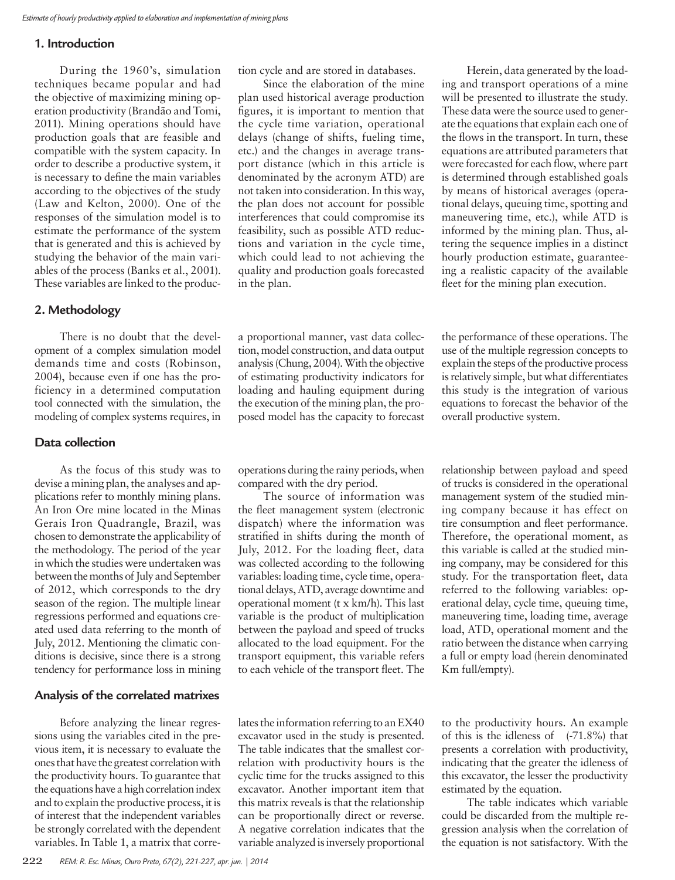## 1. Introduction

During the 1960's, simulation techniques became popular and had the objective of maximizing mining operation productivity (Brandão and Tomi, 2011). Mining operations should have production goals that are feasible and compatible with the system capacity. In order to describe a productive system, it is necessary to define the main variables according to the objectives of the study (Law and Kelton, 2000). One of the responses of the simulation model is to estimate the performance of the system that is generated and this is achieved by studying the behavior of the main variables of the process (Banks et al., 2001). These variables are linked to the production cycle and are stored in databases.

Since the elaboration of the mine plan used historical average production figures, it is important to mention that the cycle time variation, operational delays (change of shifts, fueling time, etc.) and the changes in average transport distance (which in this article is denominated by the acronym ATD) are not taken into consideration. In this way, the plan does not account for possible interferences that could compromise its feasibility, such as possible ATD reductions and variation in the cycle time, which could lead to not achieving the quality and production goals forecasted in the plan.

Herein, data generated by the loading and transport operations of a mine will be presented to illustrate the study. These data were the source used to generate the equations that explain each one of the flows in the transport. In turn, these equations are attributed parameters that were forecasted for each flow, where part is determined through established goals by means of historical averages (operational delays, queuing time, spotting and maneuvering time, etc.), while ATD is informed by the mining plan. Thus, altering the sequence implies in a distinct hourly production estimate, guaranteeing a realistic capacity of the available fleet for the mining plan execution.

## 2. Methodology

There is no doubt that the development of a complex simulation model demands time and costs (Robinson, 2004), because even if one has the proficiency in a determined computation tool connected with the simulation, the modeling of complex systems requires, in a proportional manner, vast data collection, model construction, and data output analysis (Chung, 2004). With the objective of estimating productivity indicators for loading and hauling equipment during the execution of the mining plan, the proposed model has the capacity to forecast the performance of these operations. The use of the multiple regression concepts to explain the steps of the productive process is relatively simple, but what differentiates this study is the integration of various equations to forecast the behavior of the overall productive system.

### Data collection

As the focus of this study was to devise a mining plan, the analyses and applications refer to monthly mining plans. An Iron Ore mine located in the Minas Gerais Iron Quadrangle, Brazil, was chosen to demonstrate the applicability of the methodology. The period of the year in which the studies were undertaken was between the months of July and September of 2012, which corresponds to the dry season of the region. The multiple linear regressions performed and equations created used data referring to the month of July, 2012. Mentioning the climatic conditions is decisive, since there is a strong tendency for performance loss in mining operations during the rainy periods, when compared with the dry period.

The source of information was the fleet management system (electronic dispatch) where the information was stratified in shifts during the month of July, 2012. For the loading fleet, data was collected according to the following variables: loading time, cycle time, operational delays, ATD, average downtime and operational moment (t x km/h). This last variable is the product of multiplication between the payload and speed of trucks allocated to the load equipment. For the transport equipment, this variable refers to each vehicle of the transport fleet. The relationship between payload and speed of trucks is considered in the operational management system of the studied mining company because it has effect on tire consumption and fleet performance. Therefore, the operational moment, as this variable is called at the studied mining company, may be considered for this study. For the transportation fleet, data referred to the following variables: operational delay, cycle time, queuing time, maneuvering time, loading time, average load, ATD, operational moment and the ratio between the distance when carrying a full or empty load (herein denominated Km full/empty).

### Analysis of the correlated matrixes

Before analyzing the linear regressions using the variables cited in the previous item, it is necessary to evaluate the ones that have the greatest correlation with the productivity hours. To guarantee that the equations have a high correlation index and to explain the productive process, it is of interest that the independent variables be strongly correlated with the dependent variables. In Table 1, a matrix that correlates the information referring to an EX40 excavator used in the study is presented. The table indicates that the smallest correlation with productivity hours is the cyclic time for the trucks assigned to this excavator. Another important item that this matrix reveals is that the relationship can be proportionally direct or reverse. A negative correlation indicates that the variable analyzed is inversely proportional to the productivity hours. An example of this is the idleness of (-71.8%) that presents a correlation with productivity, indicating that the greater the idleness of this excavator, the lesser the productivity estimated by the equation.

The table indicates which variable could be discarded from the multiple regression analysis when the correlation of the equation is not satisfactory. With the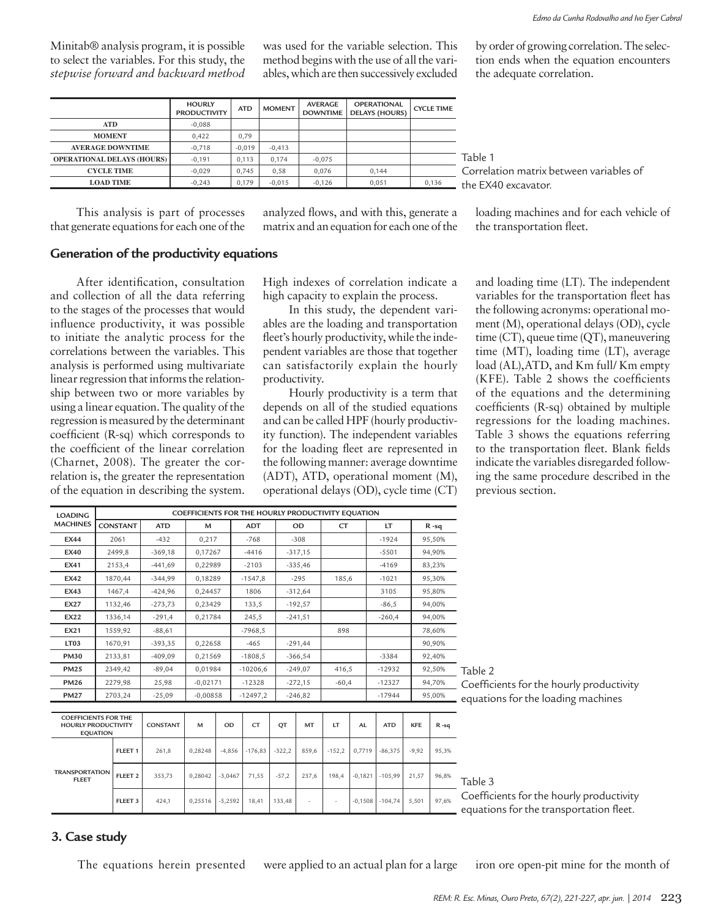Minitab® analysis program, it is possible to select the variables. For this study, the *stepwise forward and backward method* was used for the variable selection. This method begins with the use of all the variables, which are then successively excluded by order of growing correlation. The selection ends when the equation encounters the adequate correlation.

| | HOURLY PRODUCTIVITY | ATD | MOMENT | AVERAGE DOWNTIME | OPERATIONAL DELAYS (HOURS) | CYCLE TIME |
|---|---|---|---|---|---|---|
| **ATD** | -0,088 | | | | | |
| **MOMENT** | 0,422 | 0,79 | | | | |
| **AVERAGE DOWNTIME** | -0,718 | -0,019 | -0,413 | | | |
| **OPERATIONAL DELAYS (HOURS)** | -0,191 | 0,113 | 0,174 | -0,075 | | |
| **CYCLE TIME** | -0,029 | 0,745 | 0,58 | 0,076 | 0,144 | |
| **LOAD TIME** | -0,243 | 0,179 | -0,015 | -0,126 | 0,051 | 0,136 |

Table 1
Correlation matrix between variables of the EX40 excavator.

This analysis is part of processes that generate equations for each one of the analyzed flows, and with this, generate a matrix and an equation for each one of the loading machines and for each vehicle of the transportation fleet.

## Generation of the productivity equations

After identification, consultation and collection of all the data referring to the stages of the processes that would influence productivity, it was possible to initiate the analytic process for the correlations between the variables. This analysis is performed using multivariate linear regression that informs the relationship between two or more variables by using a linear equation. The quality of the regression is measured by the determinant coefficient (R-sq) which corresponds to the coefficient of the linear correlation (Charnet, 2008). The greater the correlation is, the greater the representation of the equation in describing the system. High indexes of correlation indicate a high capacity to explain the process.

In this study, the dependent variables are the loading and transportation fleet's hourly productivity, while the independent variables are those that together can satisfactorily explain the hourly productivity.

Hourly productivity is a term that depends on all of the studied equations and can be called HPF (hourly productivity function). The independent variables for the loading fleet are represented in the following manner: average downtime (ADT), ATD, operational moment (M), operational delays (OD), cycle time (CT) and loading time (LT). The independent variables for the transportation fleet has the following acronyms: operational moment (M), operational delays (OD), cycle time (CT), queue time (QT), maneuvering time (MT), loading time (LT), average load (AL), ATD, and Km full/ Km empty (KFE). Table 2 shows the coefficients of the equations and the determining coefficients (R-sq) obtained by multiple regressions for the loading machines. Table 3 shows the equations referring to the transportation fleet. Blank fields indicate the variables disregarded following the same procedure described in the previous section.

| LOADING MACHINES | COEFFICIENTS FOR THE HOURLY PRODUCTIVITY EQUATION | | | | | | | |
|---|---|---|---|---|---|---|---|---|
| | CONSTANT | ATD | M | ADT | OD | CT | LT | R -sq |
| **EX44** | 2061 | -432 | 0,217 | -768 | -308 | | -1924 | 95,50% |
| **EX40** | 2499,8 | -369,18 | 0,17267 | -4416 | -317,15 | | -5501 | 94,90% |
| **EX41** | 2153,4 | -441,69 | 0,22989 | -2103 | -335,46 | | -4169 | 83,23% |
| **EX42** | 1870,44 | -344,99 | 0,18289 | -1547,8 | -295 | 185,6 | -1021 | 95,30% |
| **EX43** | 1467,4 | -424,96 | 0,24457 | 1806 | -312,64 | | 3105 | 95,80% |
| **EX27** | 1132,46 | -273,73 | 0,23429 | 133,5 | -192,57 | | -86,5 | 94,00% |
| **EX22** | 1336,14 | -291,4 | 0,21784 | 245,5 | -241,51 | | -260,4 | 94,00% |
| **EX21** | 1559,92 | -88,61 | | -7968,5 | | 898 | | 78,60% |
| **LT03** | 1670,91 | -393,35 | 0,22658 | -465 | -291,44 | | | 90,90% |
| **PM30** | 2133,81 | -409,09 | 0,21569 | -1808,5 | -366,54 | | -3384 | 92,40% |
| **PM25** | 2349,42 | -89,04 | 0,01984 | -10206,6 | -249,07 | 416,5 | -12932 | 92,50% |
| **PM26** | 2279,98 | 25,98 | -0,02171 | -12328 | -272,15 | -60,4 | -12327 | 94,70% |
| **PM27** | 2703,24 | -25,09 | -0,00858 | -12497,2 | -246,82 | | -17944 | 95,00% |

Table 2
Coefficients for the hourly productivity equations for the loading machines

| COEFFICIENTS FOR THE HOURLY PRODUCTIVITY EQUATION | | CONSTANT | M | OD | CT | QT | MT | LT | AL | ATD | KFE | R -sq |
|---|---|---|---|---|---|---|---|---|---|---|---|---|
| TRANSPORTATION FLEET | FLEET 1 | 261,8 | 0,28248 | -4,856 | -176,83 | -322,2 | 859,6 | -152,2 | 0,7719 | -86,375 | -9,92 | 95,3% |
| | FLEET 2 | 353,73 | 0,28042 | -3,0467 | 71,55 | -57,2 | 237,6 | 198,4 | -0,1821 | -105,99 | 21,57 | 96,8% |
| | FLEET 3 | 424,1 | 0,25516 | -5,2592 | 18,41 | 133,48 | - | - | -0,1508 | -104,74 | 5,501 | 97,6% |

Table 3
Coefficients for the hourly productivity equations for the transportation fleet.

## 3. Case study

The equations herein presented were applied to an actual plan for a large iron ore open-pit mine for the month of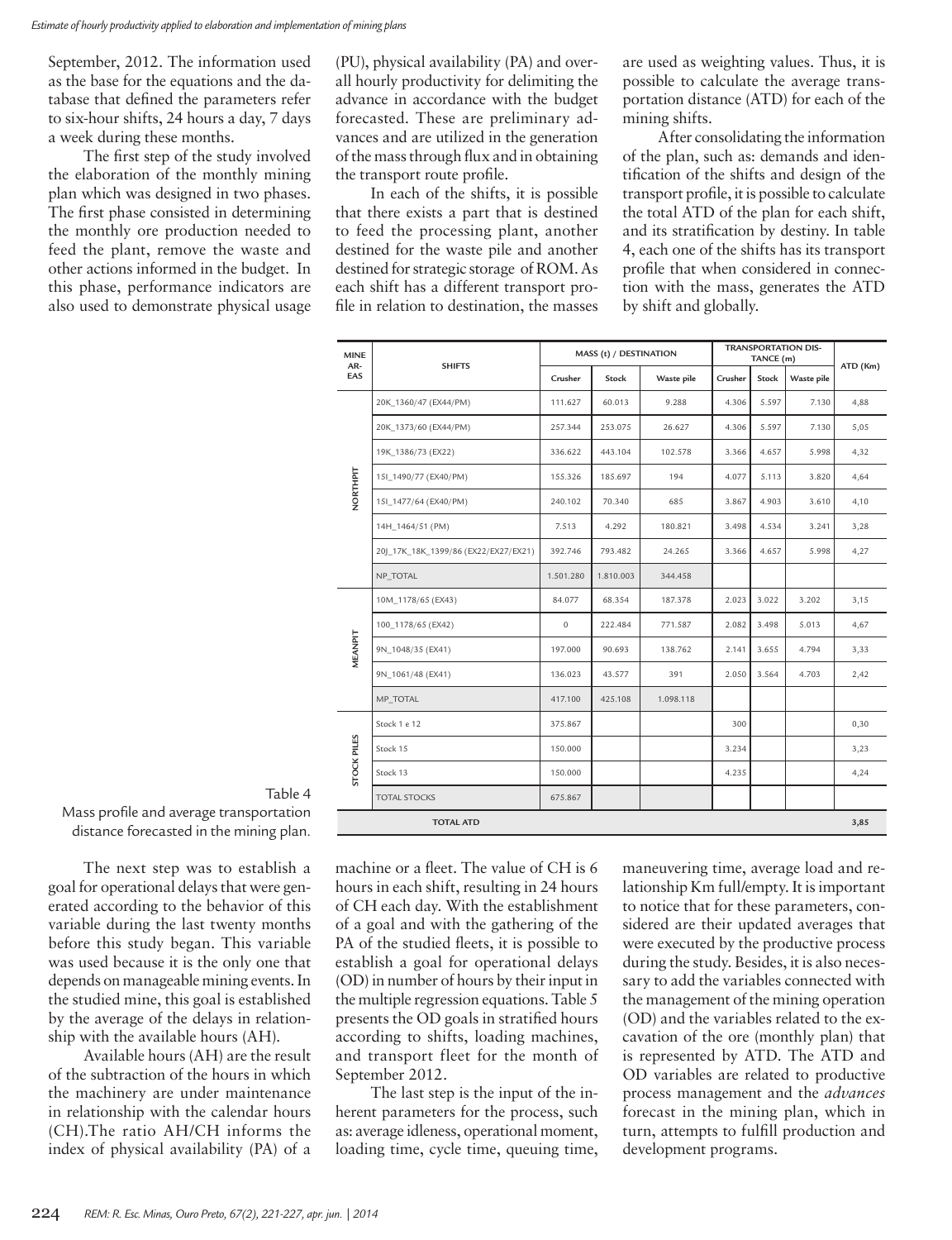September, 2012. The information used as the base for the equations and the database that defined the parameters refer to six-hour shifts, 24 hours a day, 7 days a week during these months.

The first step of the study involved the elaboration of the monthly mining plan which was designed in two phases. The first phase consisted in determining the monthly ore production needed to feed the plant, remove the waste and other actions informed in the budget. In this phase, performance indicators are also used to demonstrate physical usage (PU), physical availability (PA) and overall hourly productivity for delimiting the advance in accordance with the budget forecasted. These are preliminary advances and are utilized in the generation of the mass through flux and in obtaining the transport route profile.

In each of the shifts, it is possible that there exists a part that is destined to feed the processing plant, another destined for the waste pile and another destined for strategic storage of ROM. As each shift has a different transport profile in relation to destination, the masses are used as weighting values. Thus, it is possible to calculate the average transportation distance (ATD) for each of the mining shifts.

After consolidating the information of the plan, such as: demands and identification of the shifts and design of the transport profile, it is possible to calculate the total ATD of the plan for each shift, and its stratification by destiny. In table 4, each one of the shifts has its transport profile that when considered in connection with the mass, generates the ATD by shift and globally.

Table 4
Mass profile and average transportation distance forecasted in the mining plan.

| MINE AREAS | SHIFTS | MASS (t) / DESTINATION | | | TRANSPORTATION DISTANCE (m) | | | ATD (Km) |
|---|---|---|---|---|---|---|---|---|
| | | Crusher | Stock | Waste pile | Crusher | Stock | Waste pile | |
| NORTHPIT | 20K_1360/47 (EX44/PM) | 111.627 | 60.013 | 9.288 | 4.306 | 5.597 | 7.130 | 4,88 |
| | 20K_1373/60 (EX44/PM) | 257.344 | 253.075 | 26.627 | 4.306 | 5.597 | 7.130 | 5,05 |
| | 19K_1386/73 (EX22) | 336.622 | 443.104 | 102.578 | 3.366 | 4.657 | 5.998 | 4,32 |
| | 15I_1490/77 (EX40/PM) | 155.326 | 185.697 | 194 | 4.077 | 5.113 | 3.820 | 4,64 |
| | 15I_1477/64 (EX40/PM) | 240.102 | 70.340 | 685 | 3.867 | 4.903 | 3.610 | 4,10 |
| | 14H_1464/51 (PM) | 7.513 | 4.292 | 180.821 | 3.498 | 4.534 | 3.241 | 3,28 |
| | 20J_17K_18K_1399/86 (EX22/EX27/EX21) | 392.746 | 793.482 | 24.265 | 3.366 | 4.657 | 5.998 | 4,27 |
| | NP_TOTAL | 1.501.280 | 1.810.003 | 344.458 | | | | |
| MEANPIT | 10M_1178/65 (EX43) | 84.077 | 68.354 | 187.378 | 2.023 | 3.022 | 3.202 | 3,15 |
| | 10O_1178/65 (EX42) | 0 | 222.484 | 771.587 | 2.082 | 3.498 | 5.013 | 4,67 |
| | 9N_1048/35 (EX41) | 197.000 | 90.693 | 138.762 | 2.141 | 3.655 | 4.794 | 3,33 |
| | 9N_1061/48 (EX41) | 136.023 | 43.577 | 391 | 2.050 | 3.564 | 4.703 | 2,42 |
| | MP_TOTAL | 417.100 | 425.108 | 1.098.118 | | | | |
| STOCK PILES | Stock 1 e 12 | 375.867 | | | 300 | | | 0,30 |
| | Stock 15 | 150.000 | | | 3.234 | | | 3,23 |
| | Stock 13 | 150.000 | | | 4.235 | | | 4,24 |
| | TOTAL STOCKS | 675.867 | | | | | | |
| TOTAL ATD | | | | | | | | 3,85 |

The next step was to establish a goal for operational delays that were generated according to the behavior of this variable during the last twenty months before this study began. This variable was used because it is the only one that depends on manageable mining events. In the studied mine, this goal is established by the average of the delays in relationship with the available hours (AH).

Available hours (AH) are the result of the subtraction of the hours in which the machinery are under maintenance in relationship with the calendar hours (CH).The ratio AH/CH informs the index of physical availability (PA) of a machine or a fleet. The value of CH is 6 hours in each shift, resulting in 24 hours of CH each day. With the establishment of a goal and with the gathering of the PA of the studied fleets, it is possible to establish a goal for operational delays (OD) in number of hours by their input in the multiple regression equations. Table 5 presents the OD goals in stratified hours according to shifts, loading machines, and transport fleet for the month of September 2012.

The last step is the input of the inherent parameters for the process, such as: average idleness, operational moment, loading time, cycle time, queuing time, maneuvering time, average load and relationship Km full/empty. It is important to notice that for these parameters, considered are their updated averages that were executed by the productive process during the study. Besides, it is also necessary to add the variables connected with the management of the mining operation (OD) and the variables related to the excavation of the ore (monthly plan) that is represented by ATD. The ATD and OD variables are related to productive process management and the *advances* forecast in the mining plan, which in turn, attempts to fulfill production and development programs.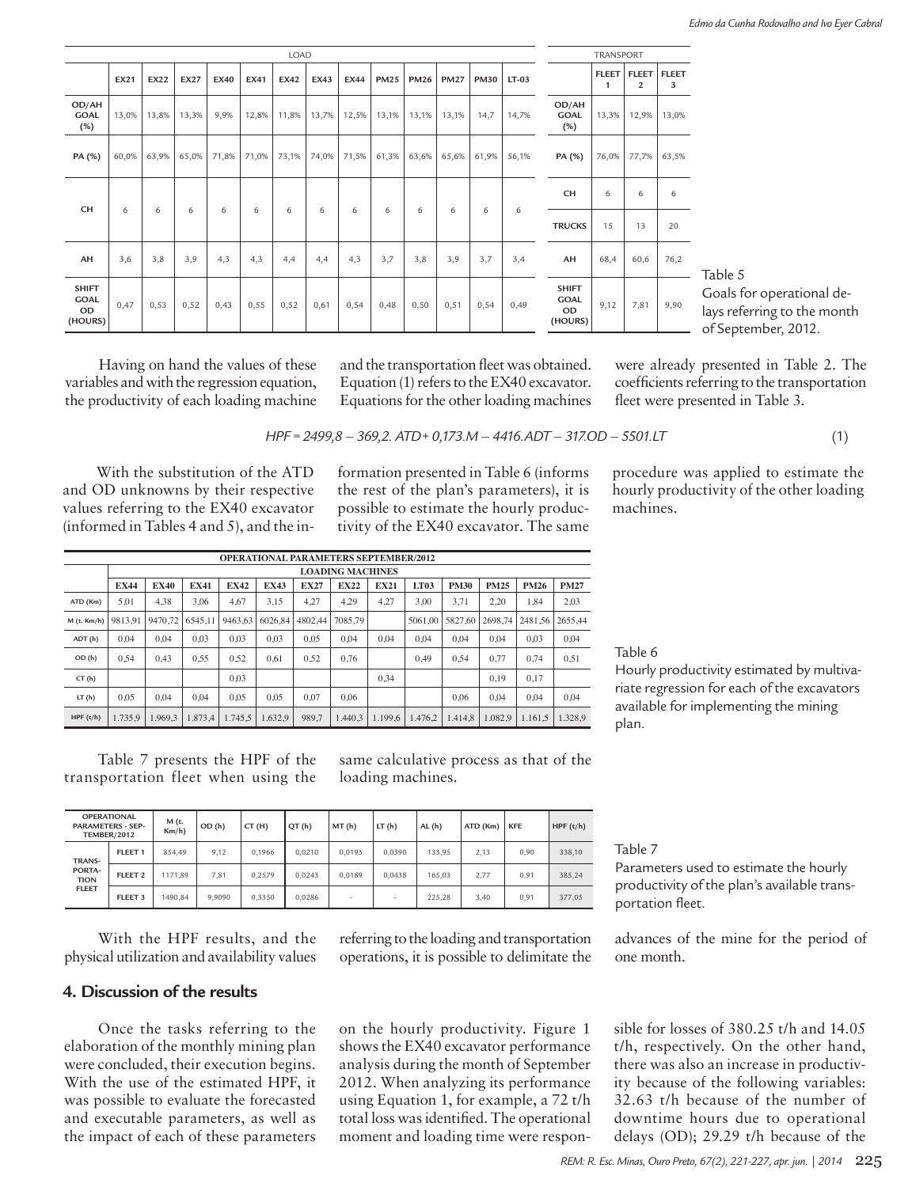| | LOAD | | | | | | | | | | | | |
|---|---|---|---|---|---|---|---|---|---|---|---|---|---|
| | EX21 | EX22 | EX27 | EX40 | EX41 | EX42 | EX43 | EX44 | PM25 | PM26 | PM27 | PM30 | LT-03 |
| OD/AH GOAL (%) | 13,0% | 13,8% | 13,3% | 9,9% | 12,8% | 11,8% | 13,7% | 12,5% | 13,1% | 13,1% | 13,1% | 14,7 | 14,7% |
| PA (%) | 60,0% | 63,9% | 65,0% | 71,8% | 71,0% | 73,1% | 74,0% | 71,5% | 61,3% | 63,6% | 65,6% | 61,9% | 56,1% |
| CH | 6 | 6 | 6 | 6 | 6 | 6 | 6 | 6 | 6 | 6 | 6 | 6 | 6 |
| AH | 3,6 | 3,8 | 3,9 | 4,3 | 4,3 | 4,4 | 4,4 | 4,3 | 3,7 | 3,8 | 3,9 | 3,7 | 3,4 |
| SHIFT GOAL OD (HOURS) | 0,47 | 0,53 | 0,52 | 0,43 | 0,55 | 0,52 | 0,61 | 0,54 | 0,48 | 0,50 | 0,51 | 0,54 | 0,49 |

| | TRANSPORT | | |
|---|---|---|---|
| | FLEET 1 | FLEET 2 | FLEET 3 |
| OD/AH GOAL (%) | 13,3% | 12,9% | 13,0% |
| PA (%) | 76,0% | 77,7% | 63,5% |
| CH | 6 | 6 | 6 |
| TRUCKS | 15 | 13 | 20 |
| AH | 68,4 | 60,6 | 76,2 |
| SHIFT GOAL OD (HOURS) | 9,12 | 7,81 | 9,90 |

Table 5
Goals for operational delays referring to the month of September, 2012.

Having on hand the values of these variables and with the regression equation, the productivity of each loading machine and the transportation fleet was obtained. Equation (1) refers to the EX40 excavator. Equations for the other loading machines were already presented in Table 2. The coefficients referring to the transportation fleet were presented in Table 3.

$$HPF = 2499,8 - 369,2.\,ATD + 0,173.M - 4416.ADT - 317.OD - 5501.LT \quad (1)$$

With the substitution of the ATD and OD unknowns by their respective values referring to the EX40 excavator (informed in Tables 4 and 5), and the information presented in Table 6 (informs the rest of the plan's parameters), it is possible to estimate the hourly productivity of the EX40 excavator. The same procedure was applied to estimate the hourly productivity of the other loading machines.

| OPERATIONAL PARAMETERS SEPTEMBER/2012 | | | | | | | | | | | | | |
|---|---|---|---|---|---|---|---|---|---|---|---|---|---|
| | LOADING MACHINES | | | | | | | | | | | | |
| | EX44 | EX40 | EX41 | EX42 | EX43 | EX27 | EX22 | EX21 | LT03 | PM30 | PM25 | PM26 | PM27 |
| ATD (Km) | 5,01 | 4,38 | 3,06 | 4,67 | 3,15 | 4,27 | 4,29 | 4,27 | 3,00 | 3,71 | 2,20 | 1,84 | 2,03 |
| M (t. Km/h) | 9813,91 | 9470,72 | 6545,11 | 9463,63 | 6026,84 | 4802,44 | 7085,79 | | 5061,00 | 5827,60 | 2698,74 | 2481,56 | 2655,44 |
| ADT (h) | 0,04 | 0,04 | 0,03 | 0,03 | 0,03 | 0,05 | 0,04 | 0,04 | 0,04 | 0,04 | 0,04 | 0,03 | 0,04 |
| OD (h) | 0,54 | 0,43 | 0,55 | 0,52 | 0,61 | 0,52 | 0,76 | | 0,49 | 0,54 | 0,77 | 0,74 | 0,51 |
| CT (h) | | | | 0,03 | | | | 0,34 | | | 0,19 | 0,17 | |
| LT (h) | 0,05 | 0,04 | 0,04 | 0,05 | 0,05 | 0,07 | 0,06 | | | 0,06 | 0,04 | 0,04 | 0,04 |
| HPF (t/h) | 1.735,9 | 1.969,3 | 1.873,4 | 1.745,5 | 1.632,9 | 989,7 | 1.440,3 | 1.199,6 | 1.476,2 | 1.414,8 | 1.082,9 | 1.161,5 | 1.328,9 |

Table 6
Hourly productivity estimated by multivariate regression for each of the excavators available for implementing the mining plan.

Table 7 presents the HPF of the transportation fleet when using the same calculative process as that of the loading machines.

| OPERATIONAL PARAMETERS - SEPTEMBER/2012 | | M (t. Km/h) | OD (h) | CT (H) | QT (h) | MT (h) | LT (h) | AL (h) | ATD (Km) | KFE | HPF (t/h) |
|---|---|---|---|---|---|---|---|---|---|---|---|
| TRANSPORTATION FLEET | FLEET 1 | 854,49 | 9,12 | 0,1966 | 0,0210 | 0,0193 | 0,0390 | 133,95 | 2,13 | 0,90 | 338,10 |
| | FLEET 2 | 1171,89 | 7,81 | 0,2579 | 0,0243 | 0,0189 | 0,0438 | 165,03 | 2,77 | 0,91 | 385,24 |
| | FLEET 3 | 1490,84 | 9,9090 | 0,3350 | 0,0286 | - | - | 225,28 | 3,40 | 0,91 | 377,05 |

Table 7
Parameters used to estimate the hourly productivity of the plan's available transportation fleet.

With the HPF results, and the physical utilization and availability values referring to the loading and transportation operations, it is possible to delimitate the advances of the mine for the period of one month.

## 4. Discussion of the results

Once the tasks referring to the elaboration of the monthly mining plan were concluded, their execution begins. With the use of the estimated HPF, it was possible to evaluate the forecasted and executable parameters, as well as the impact of each of these parameters on the hourly productivity. Figure 1 shows the EX40 excavator performance analysis during the month of September 2012. When analyzing its performance using Equation 1, for example, a 72 t/h total loss was identified. The operational moment and loading time were responsible for losses of 380.25 t/h and 14.05 t/h, respectively. On the other hand, there was also an increase in productivity because of the following variables: 32.63 t/h because of the number of downtime hours due to operational delays (OD); 29.29 t/h because of the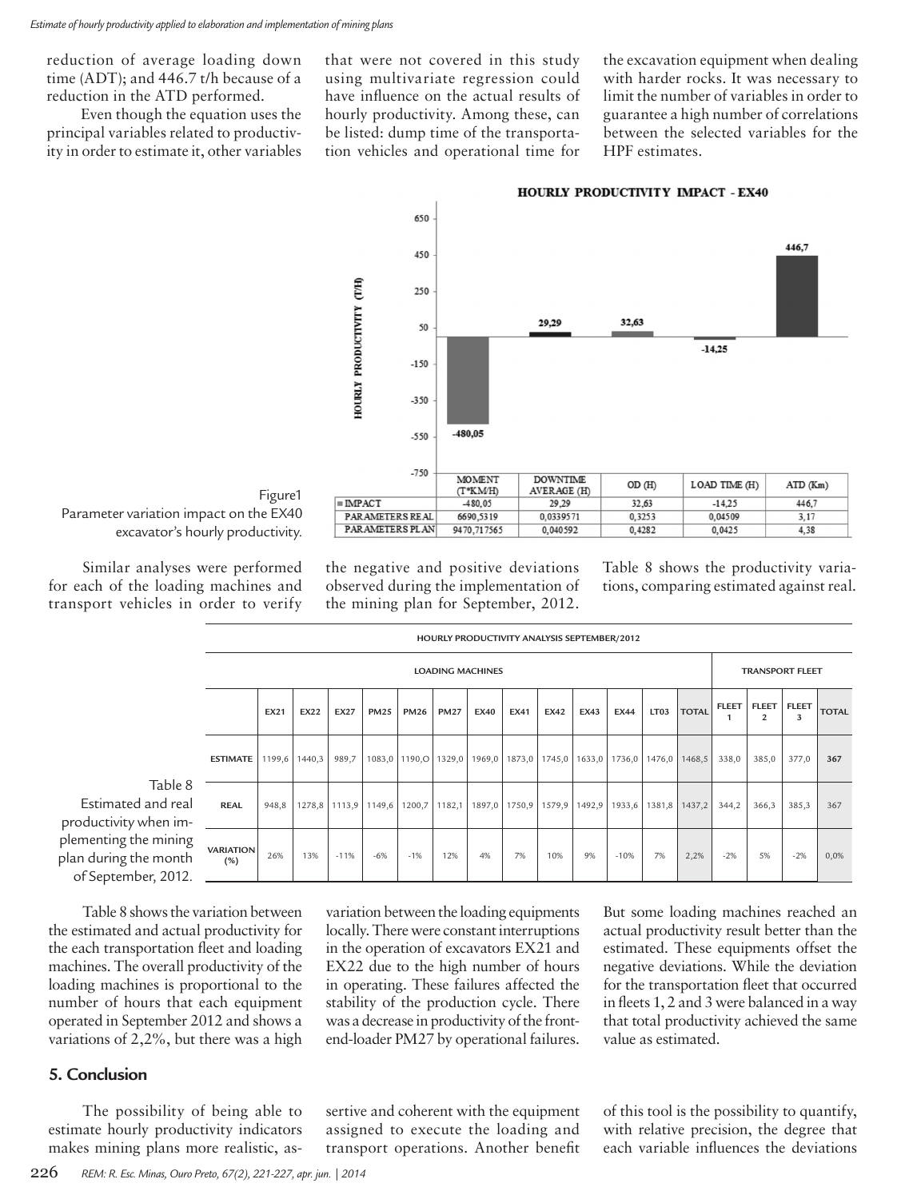reduction of average loading down time (ADT); and 446.7 t/h because of a reduction in the ATD performed.

Even though the equation uses the principal variables related to productivity in order to estimate it, other variables that were not covered in this study using multivariate regression could have influence on the actual results of hourly productivity. Among these, can be listed: dump time of the transportation vehicles and operational time for the excavation equipment when dealing with harder rocks. It was necessary to limit the number of variables in order to guarantee a high number of correlations between the selected variables for the HPF estimates.

**HOURLY PRODUCTIVITY IMPACT - EX40**

| | MOMENT (T*KM/H) | DOWNTIME AVERAGE (H) | OD (H) | LOAD TIME (H) | ATD (Km) |
|---|---|---|---|---|---|
| IMPACT | -480,05 | 29,29 | 32,63 | -14,25 | 446,7 |
| PARAMETERS REAL | 6690,5319 | 0,0339571 | 0,3253 | 0,04509 | 3,17 |
| PARAMETERS PLAN | 9470,717565 | 0,040592 | 0,4282 | 0,0425 | 4,38 |

Figure1
Parameter variation impact on the EX40 excavator's hourly productivity.

Similar analyses were performed for each of the loading machines and transport vehicles in order to verify the negative and positive deviations observed during the implementation of the mining plan for September, 2012. Table 8 shows the productivity variations, comparing estimated against real.

Table 8
Estimated and real productivity when implementing the mining plan during the month of September, 2012.

| HOURLY PRODUCTIVITY ANALYSIS SEPTEMBER/2012 | | | | | | | | | | | | | | | | | |
|---|---|---|---|---|---|---|---|---|---|---|---|---|---|---|---|---|---|
| | LOADING MACHINES | | | | | | | | | | | | | TRANSPORT FLEET | | | |
| | EX21 | EX22 | EX27 | PM25 | PM26 | PM27 | EX40 | EX41 | EX42 | EX43 | EX44 | LT03 | TOTAL | FLEET 1 | FLEET 2 | FLEET 3 | TOTAL |
| ESTIMATE | 1199,6 | 1440,3 | 989,7 | 1083,0 | 1190,O | 1329,0 | 1969,0 | 1873,0 | 1745,0 | 1633,0 | 1736,0 | 1476,0 | 1468,5 | 338,0 | 385,0 | 377,0 | 367 |
| REAL | 948,8 | 1278,8 | 1113,9 | 1149,6 | 1200,7 | 1182,1 | 1897,0 | 1750,9 | 1579,9 | 1492,9 | 1933,6 | 1381,8 | 1437,2 | 344,2 | 366,3 | 385,3 | 367 |
| VARIATION (%) | 26% | 13% | -11% | -6% | -1% | 12% | 4% | 7% | 10% | 9% | -10% | 7% | 2,2% | -2% | 5% | -2% | 0,0% |

Table 8 shows the variation between the estimated and actual productivity for the each transportation fleet and loading machines. The overall productivity of the loading machines is proportional to the number of hours that each equipment operated in September 2012 and shows a variations of 2,2%, but there was a high variation between the loading equipments locally. There were constant interruptions in the operation of excavators EX21 and EX22 due to the high number of hours in operating. These failures affected the stability of the production cycle. There was a decrease in productivity of the front-end-loader PM27 by operational failures. But some loading machines reached an actual productivity result better than the estimated. These equipments offset the negative deviations. While the deviation for the transportation fleet that occurred in fleets 1, 2 and 3 were balanced in a way that total productivity achieved the same value as estimated.

## 5. Conclusion

The possibility of being able to estimate hourly productivity indicators makes mining plans more realistic, assertive and coherent with the equipment assigned to execute the loading and transport operations. Another benefit of this tool is the possibility to quantify, with relative precision, the degree that each variable influences the deviations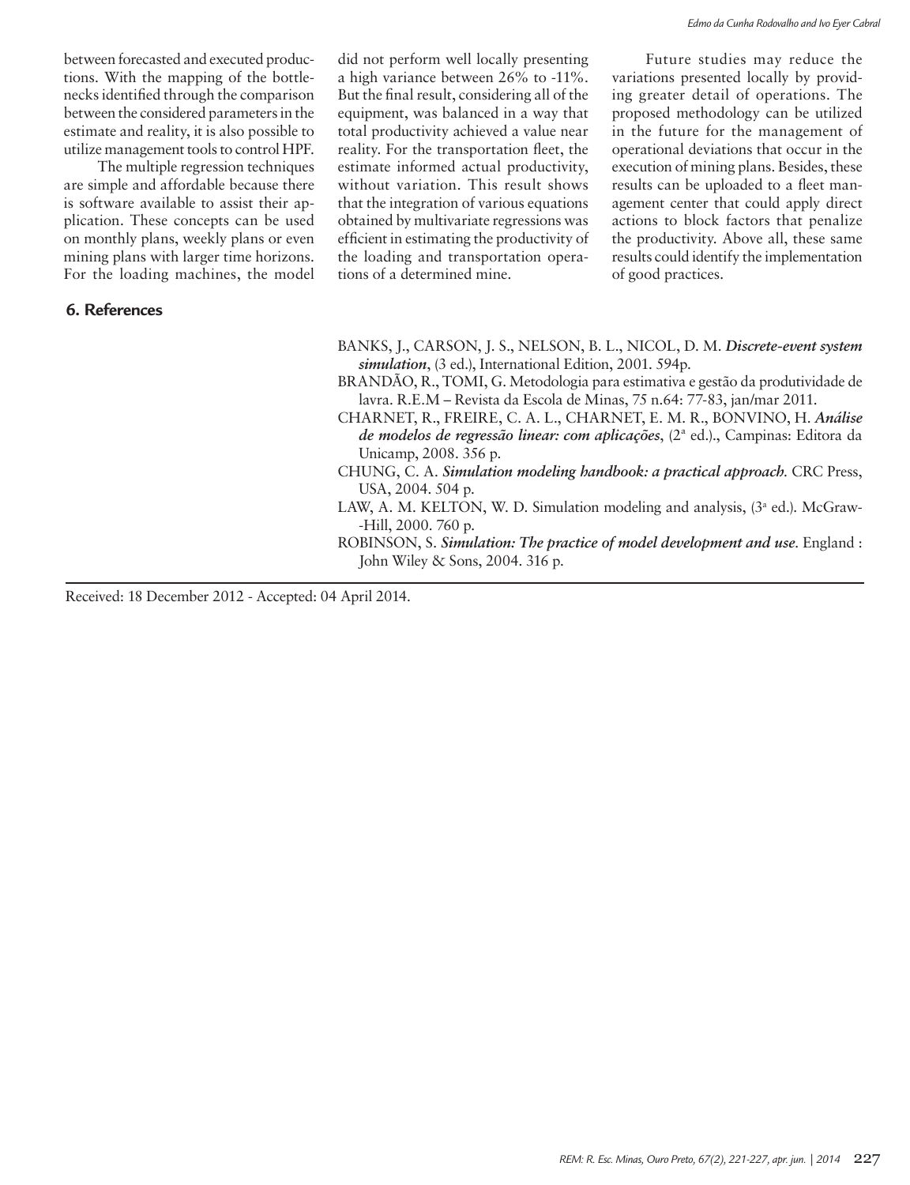between forecasted and executed productions. With the mapping of the bottlenecks identified through the comparison between the considered parameters in the estimate and reality, it is also possible to utilize management tools to control HPF.

The multiple regression techniques are simple and affordable because there is software available to assist their application. These concepts can be used on monthly plans, weekly plans or even mining plans with larger time horizons. For the loading machines, the model did not perform well locally presenting a high variance between 26% to -11%. But the final result, considering all of the equipment, was balanced in a way that total productivity achieved a value near reality. For the transportation fleet, the estimate informed actual productivity, without variation. This result shows that the integration of various equations obtained by multivariate regressions was efficient in estimating the productivity of the loading and transportation operations of a determined mine.

Future studies may reduce the variations presented locally by providing greater detail of operations. The proposed methodology can be utilized in the future for the management of operational deviations that occur in the execution of mining plans. Besides, these results can be uploaded to a fleet management center that could apply direct actions to block factors that penalize the productivity. Above all, these same results could identify the implementation of good practices.

## 6. References

BANKS, J., CARSON, J. S., NELSON, B. L., NICOL, D. M. ***Discrete-event system simulation***, (3 ed.), International Edition, 2001. 594p.

BRANDÃO, R., TOMI, G. Metodologia para estimativa e gestão da produtividade de lavra. R.E.M – Revista da Escola de Minas, 75 n.64: 77-83, jan/mar 2011.

CHARNET, R., FREIRE, C. A. L., CHARNET, E. M. R., BONVINO, H. ***Análise de modelos de regressão linear: com aplicações***, (2ª ed.)., Campinas: Editora da Unicamp, 2008. 356 p.

CHUNG, C. A. ***Simulation modeling handbook: a practical approach.*** CRC Press, USA, 2004. 504 p.

LAW, A. M. KELTON, W. D. Simulation modeling and analysis, (3ª ed.). McGraw--Hill, 2000. 760 p.

ROBINSON, S. ***Simulation: The practice of model development and use.*** England : John Wiley & Sons, 2004. 316 p.

Received: 18 December 2012 - Accepted: 04 April 2014.